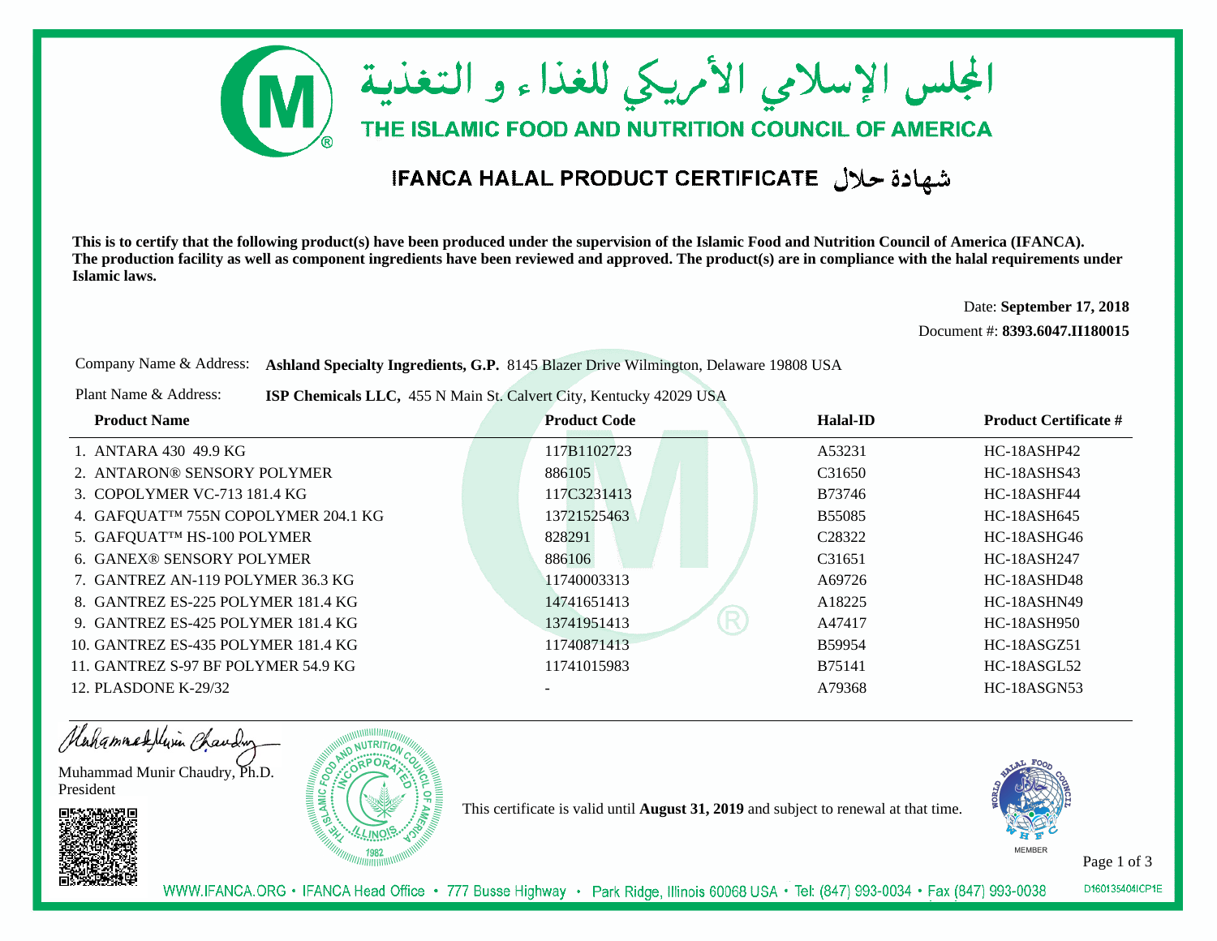# المجلس الإسلامي الأمريكي للغذاء و التغذية

# THE ISLAMIC FOOD AND NUTRITION COUNCIL OF AMERICA

## IFANCA HALAL PRODUCT CERTIFICATE شهادة حلال

**This is to certify that the following product(s) have been produced under the supervision of the Islamic Food and Nutrition Council of America (IFANCA). The production facility as well as component ingredients have been reviewed and approved. The product(s) are in compliance with the halal requirements under Islamic laws.**

Date: **September 17, 2018**

Document #: **8393.6047.II180015**

Company Name & Address: **Ashland Specialty Ingredients, G.P.** 8145 Blazer Drive Wilmington, Delaware 19808 USA

Plant Name & Address: **ISP Chemicals LLC,** 455 N Main St. Calvert City, Kentucky 42029 USA

| Product Name | Product Code | Halal-ID | Product Certificate # |
|---|---|---|---|
| 1. ANTARA 430 49.9 KG | 117B1102723 | A53231 | HC-18ASHP42 |
| 2. ANTARON® SENSORY POLYMER | 886105 | C31650 | HC-18ASHS43 |
| 3. COPOLYMER VC-713 181.4 KG | 117C3231413 | B73746 | HC-18ASHF44 |
| 4. GAFQUAT™ 755N COPOLYMER 204.1 KG | 13721525463 | B55085 | HC-18ASH645 |
| 5. GAFQUAT™ HS-100 POLYMER | 828291 | C28322 | HC-18ASHG46 |
| 6. GANEX® SENSORY POLYMER | 886106 | C31651 | HC-18ASH247 |
| 7. GANTREZ AN-119 POLYMER 36.3 KG | 11740003313 | A69726 | HC-18ASHD48 |
| 8. GANTREZ ES-225 POLYMER 181.4 KG | 14741651413 | A18225 | HC-18ASHN49 |
| 9. GANTREZ ES-425 POLYMER 181.4 KG | 13741951413 | A47417 | HC-18ASH950 |
| 10. GANTREZ ES-435 POLYMER 181.4 KG | 11740871413 | B59954 | HC-18ASGZ51 |
| 11. GANTREZ S-97 BF POLYMER 54.9 KG | 11741015983 | B75141 | HC-18ASGL52 |
| 12. PLASDONE K-29/32 | - | A79368 | HC-18ASGN53 |

Muhammad Munir Chaudry, Ph.D.
President

This certificate is valid until **August 31, 2019** and subject to renewal at that time.

MEMBER

WWW.IFANCA.ORG • IFANCA Head Office • 777 Busse Highway • Park Ridge, Illinois 60068 USA • Tel: (847) 993-0034 • Fax (847) 993-0038

D160135404ICP1E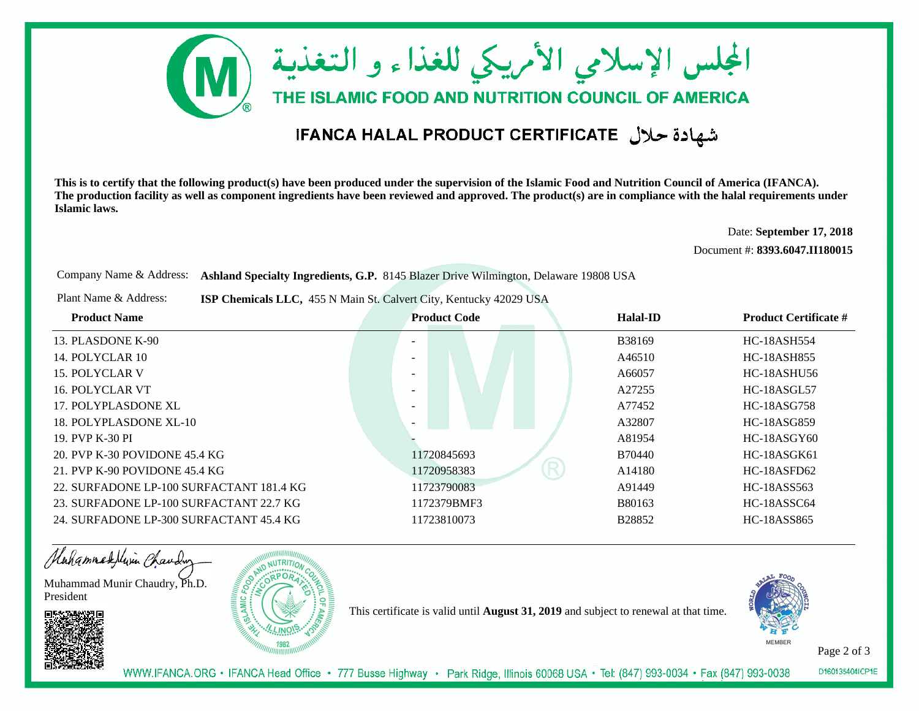# المجلس الإسلامي الأمريكي للغذاء و التغذية

## THE ISLAMIC FOOD AND NUTRITION COUNCIL OF AMERICA

## IFANCA HALAL PRODUCT CERTIFICATE شهادة حلال

**This is to certify that the following product(s) have been produced under the supervision of the Islamic Food and Nutrition Council of America (IFANCA). The production facility as well as component ingredients have been reviewed and approved. The product(s) are in compliance with the halal requirements under Islamic laws.**

Date: **September 17, 2018**

Document #: **8393.6047.II180015**

Company Name & Address: **Ashland Specialty Ingredients, G.P.** 8145 Blazer Drive Wilmington, Delaware 19808 USA

Plant Name & Address: **ISP Chemicals LLC,** 455 N Main St. Calvert City, Kentucky 42029 USA

| Product Name | Product Code | Halal-ID | Product Certificate # |
|---|---|---|---|
| 13. PLASDONE K-90 | - | B38169 | HC-18ASH554 |
| 14. POLYCLAR 10 | - | A46510 | HC-18ASH855 |
| 15. POLYCLAR V | - | A66057 | HC-18ASHU56 |
| 16. POLYCLAR VT | - | A27255 | HC-18ASGL57 |
| 17. POLYPLASDONE XL | - | A77452 | HC-18ASG758 |
| 18. POLYPLASDONE XL-10 | - | A32807 | HC-18ASG859 |
| 19. PVP K-30 PI | - | A81954 | HC-18ASGY60 |
| 20. PVP K-30 POVIDONE 45.4 KG | 11720845693 | B70440 | HC-18ASGK61 |
| 21. PVP K-90 POVIDONE 45.4 KG | 11720958383 | A14180 | HC-18ASFD62 |
| 22. SURFADONE LP-100 SURFACTANT 181.4 KG | 11723790083 | A91449 | HC-18ASS563 |
| 23. SURFADONE LP-100 SURFACTANT 22.7 KG | 1172379BMF3 | B80163 | HC-18ASSC64 |
| 24. SURFADONE LP-300 SURFACTANT 45.4 KG | 11723810073 | B28852 | HC-18ASS865 |

Muhammad Munir Chaudry, Ph.D.
President

This certificate is valid until **August 31, 2019** and subject to renewal at that time.

WWW.IFANCA.ORG • IFANCA Head Office • 777 Busse Highway • Park Ridge, Illinois 60068 USA • Tel: (847) 993-0034 • Fax (847) 993-0038

D160135404ICP1E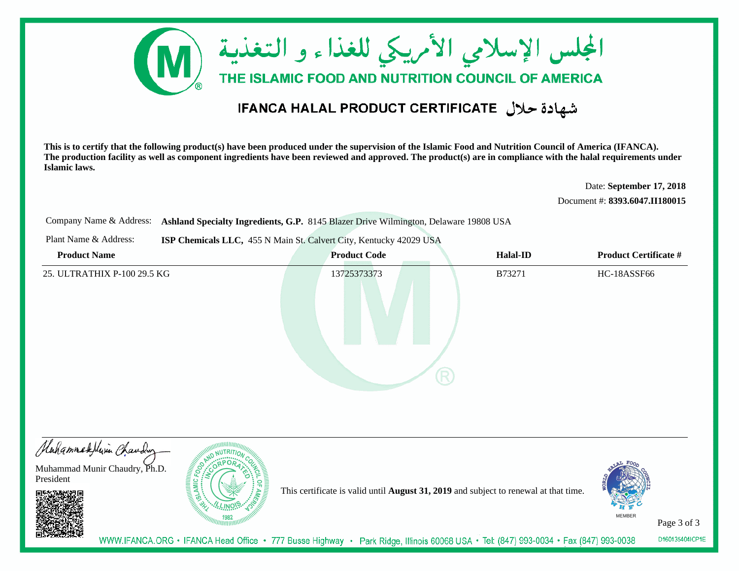# المجلس الإسلامي الأمريكي للغذاء و التغذية

## THE ISLAMIC FOOD AND NUTRITION COUNCIL OF AMERICA

## IFANCA HALAL PRODUCT CERTIFICATE شهادة حلال

**This is to certify that the following product(s) have been produced under the supervision of the Islamic Food and Nutrition Council of America (IFANCA). The production facility as well as component ingredients have been reviewed and approved. The product(s) are in compliance with the halal requirements under Islamic laws.**

Date: **September 17, 2018**

Document #: **8393.6047.II180015**

Company Name & Address: **Ashland Specialty Ingredients, G.P.** 8145 Blazer Drive Wilmington, Delaware 19808 USA

Plant Name & Address: **ISP Chemicals LLC,** 455 N Main St. Calvert City, Kentucky 42029 USA

| Product Name | Product Code | Halal-ID | Product Certificate # |
|---|---|---|---|
| 25. ULTRATHIX P-100 29.5 KG | 13725373373 | B73271 | HC-18ASSF66 |

Muhammad Munir Chaudry, Ph.D.
President

This certificate is valid until **August 31, 2019** and subject to renewal at that time.

MEMBER

WWW.IFANCA.ORG • IFANCA Head Office • 777 Busse Highway • Park Ridge, Illinois 60068 USA • Tel: (847) 993-0034 • Fax (847) 993-0038

D160135404ICP1E